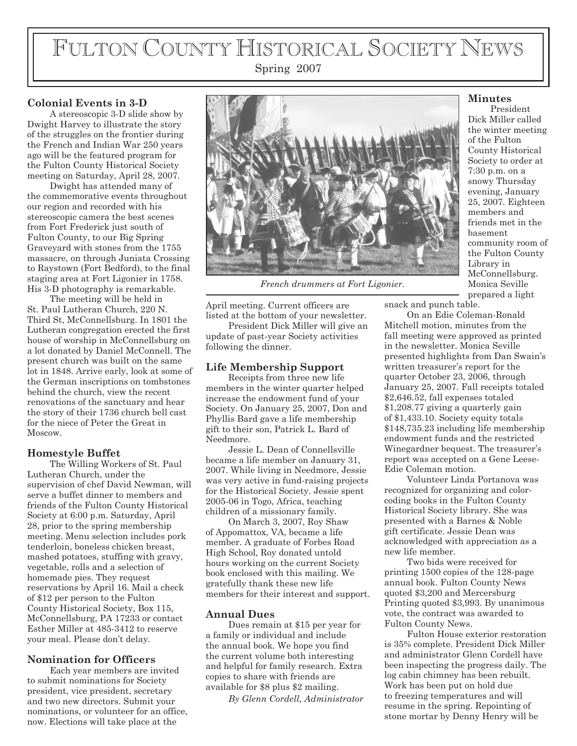# Fulton County Historical Society News

Spring 2007

## Colonial Events in 3-D

A stereoscopic 3-D slide show by Dwight Harvey to illustrate the story of the struggles on the frontier during the French and Indian War 250 years ago will be the featured program for the Fulton County Historical Society meeting on Saturday, April 28, 2007.

Dwight has attended many of the commemorative events throughout our region and recorded with his stereoscopic camera the best scenes from Fort Frederick just south of Fulton County, to our Big Spring Graveyard with stones from the 1755 massacre, on through Juniata Crossing to Raystown (Fort Bedford), to the final staging area at Fort Ligonier in 1758. His 3-D photography is remarkable.

The meeting will be held in St. Paul Lutheran Church, 220 N. Third St, McConnellsburg. In 1801 the Lutheran congregation erected the first house of worship in McConnellsburg on a lot donated by Daniel McConnell. The present church was built on the same lot in 1848. Arrive early, look at some of the German inscriptions on tombstones behind the church, view the recent renovations of the sanctuary and hear the story of their 1736 church bell cast for the niece of Peter the Great in Moscow.

## Homestyle Buffet

The Willing Workers of St. Paul Lutheran Church, under the supervision of chef David Newman, will serve a buffet dinner to members and friends of the Fulton County Historical Society at 6:00 p.m. Saturday, April 28, prior to the spring membership meeting. Menu selection includes pork tenderloin, boneless chicken breast, mashed potatoes, stuffing with gravy, vegetable, rolls and a selection of homemade pies. They request reservations by April 16. Mail a check of $12 per person to the Fulton County Historical Society, Box 115, McConnellsburg, PA 17233 or contact Esther Miller at 485-3412 to reserve your meal. Please don't delay.

## Nomination for Officers

Each year members are invited to submit nominations for Society president, vice president, secretary and two new directors. Submit your nominations, or volunteer for an office, now. Elections will take place at the April meeting. Current officers are listed at the bottom of your newsletter.

President Dick Miller will give an update of past-year Society activities following the dinner.

*French drummers at Fort Ligonier.*

## Life Membership Support

Receipts from three new life members in the winter quarter helped increase the endowment fund of your Society. On January 25, 2007, Don and Phyllis Bard gave a life membership gift to their son, Patrick L. Bard of Needmore.

Jessie L. Dean of Connellsville became a life member on January 31, 2007. While living in Needmore, Jessie was very active in fund-raising projects for the Historical Society. Jessie spent 2005-06 in Togo, Africa, teaching children of a missionary family.

On March 3, 2007, Roy Shaw of Appomattox, VA, became a life member. A graduate of Forbes Road High School, Roy donated untold hours working on the current Society book enclosed with this mailing. We gratefully thank these new life members for their interest and support.

## Annual Dues

Dues remain at $15 per year for a family or individual and include the annual book. We hope you find the current volume both interesting and helpful for family research. Extra copies to share with friends are available for $8 plus $2 mailing.

*By Glenn Cordell, Administrator*

## Minutes

President Dick Miller called the winter meeting of the Fulton County Historical Society to order at 7:30 p.m. on a snowy Thursday evening, January 25, 2007. Eighteen members and friends met in the basement community room of the Fulton County Library in McConnellsburg. Monica Seville prepared a light snack and punch table.

On an Edie Coleman-Ronald Mitchell motion, minutes from the fall meeting were approved as printed in the newsletter. Monica Seville presented highlights from Dan Swain's written treasurer's report for the quarter October 23, 2006, through January 25, 2007. Fall receipts totaled $2,646.52, fall expenses totaled $1,208.77 giving a quarterly gain of $1,433.10. Society equity totals $148,735.23 including life membership endowment funds and the restricted Winegardner bequest. The treasurer's report was accepted on a Gene Leese-Edie Coleman motion.

Volunteer Linda Portanova was recognized for organizing and color-coding books in the Fulton County Historical Society library. She was presented with a Barnes & Noble gift certificate. Jessie Dean was acknowledged with appreciation as a new life member.

Two bids were received for printing 1500 copies of the 128-page annual book. Fulton County News quoted $3,200 and Mercersburg Printing quoted $3,993. By unanimous vote, the contract was awarded to Fulton County News.

Fulton House exterior restoration is 35% complete. President Dick Miller and administrator Glenn Cordell have been inspecting the progress daily. The log cabin chimney has been rebuilt. Work has been put on hold due to freezing temperatures and will resume in the spring. Repointing of stone mortar by Denny Henry will be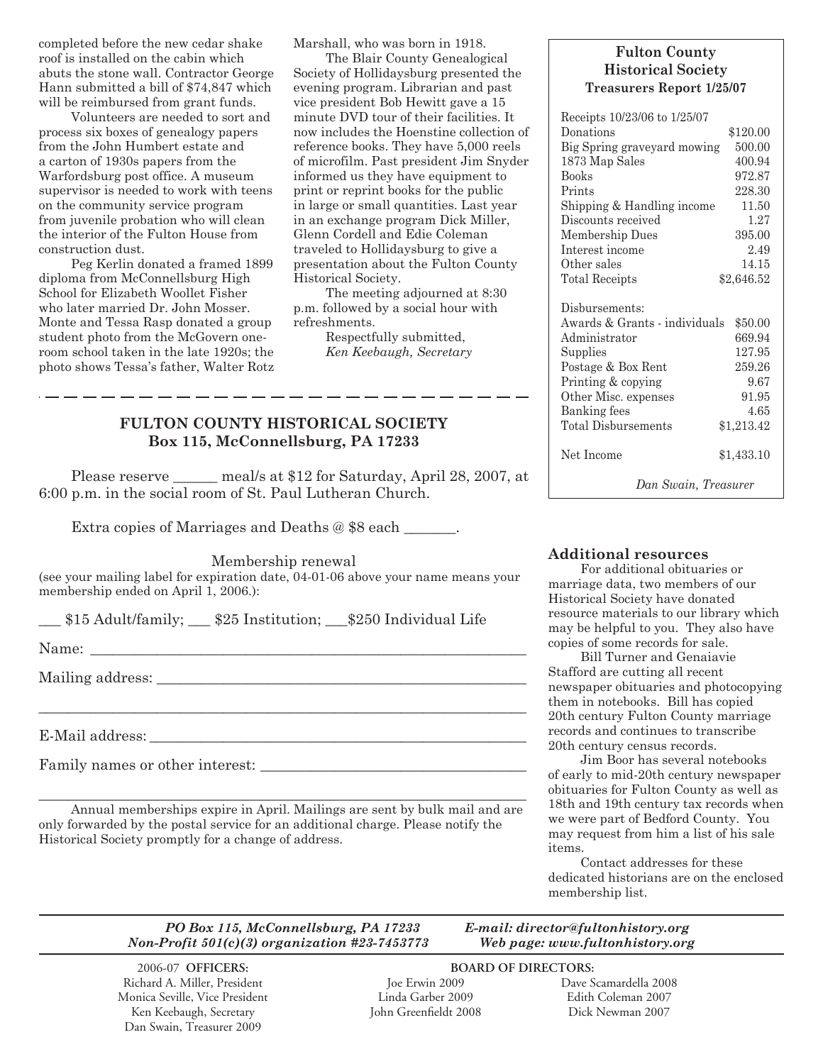completed before the new cedar shake roof is installed on the cabin which abuts the stone wall. Contractor George Hann submitted a bill of $74,847 which will be reimbursed from grant funds.

Volunteers are needed to sort and process six boxes of genealogy papers from the John Humbert estate and a carton of 1930s papers from the Warfordsburg post office. A museum supervisor is needed to work with teens on the community service program from juvenile probation who will clean the interior of the Fulton House from construction dust.

Peg Kerlin donated a framed 1899 diploma from McConnellsburg High School for Elizabeth Woollet Fisher who later married Dr. John Mosser. Monte and Tessa Rasp donated a group student photo from the McGovern one-room school taken in the late 1920s; the photo shows Tessa's father, Walter Rotz Marshall, who was born in 1918.

The Blair County Genealogical Society of Hollidaysburg presented the evening program. Librarian and past vice president Bob Hewitt gave a 15 minute DVD tour of their facilities. It now includes the Hoenstine collection of reference books. They have 5,000 reels of microfilm. Past president Jim Snyder informed us they have equipment to print or reprint books for the public in large or small quantities. Last year in an exchange program Dick Miller, Glenn Cordell and Edie Coleman traveled to Hollidaysburg to give a presentation about the Fulton County Historical Society.

The meeting adjourned at 8:30 p.m. followed by a social hour with refreshments.

Respectfully submitted,
*Ken Keebaugh, Secretary*

## Fulton County Historical Society
### Treasurers Report 1/25/07

| Receipts 10/23/06 to 1/25/07 | |
|---|---|
| Donations | $120.00 |
| Big Spring graveyard mowing | 500.00 |
| 1873 Map Sales | 400.94 |
| Books | 972.87 |
| Prints | 228.30 |
| Shipping & Handling income | 11.50 |
| Discounts received | 1.27 |
| Membership Dues | 395.00 |
| Interest income | 2.49 |
| Other sales | 14.15 |
| Total Receipts | $2,646.52 |
| | |
| Disbursements: | |
| Awards & Grants - individuals | $50.00 |
| Administrator | 669.94 |
| Supplies | 127.95 |
| Postage & Box Rent | 259.26 |
| Printing & copying | 9.67 |
| Other Misc. expenses | 91.95 |
| Banking fees | 4.65 |
| Total Disbursements | $1,213.42 |
| | |
| Net Income | $1,433.10 |

*Dan Swain, Treasurer*

---

## FULTON COUNTY HISTORICAL SOCIETY
### Box 115, McConnellsburg, PA 17233

Please reserve ______ meal/s at $12 for Saturday, April 28, 2007, at 6:00 p.m. in the social room of St. Paul Lutheran Church.

Extra copies of Marriages and Deaths @ $8 each _______.

Membership renewal

(see your mailing label for expiration date, 04-01-06 above your name means your membership ended on April 1, 2006.):

___ $15 Adult/family; ___ $25 Institution; ___$250 Individual Life

Name: ____________________________________________

Mailing address: ____________________________________________

____________________________________________

E-Mail address: ____________________________________________

Family names or other interest: ____________________________________________

____________________________________________

Annual memberships expire in April. Mailings are sent by bulk mail and are only forwarded by the postal service for an additional charge. Please notify the Historical Society promptly for a change of address.

### Additional resources

For additional obituaries or marriage data, two members of our Historical Society have donated resource materials to our library which may be helpful to you. They also have copies of some records for sale.

Bill Turner and Genaiavie Stafford are cutting all recent newspaper obituaries and photocopying them in notebooks. Bill has copied 20th century Fulton County marriage records and continues to transcribe 20th century census records.

Jim Boor has several notebooks of early to mid-20th century newspaper obituaries for Fulton County as well as 18th and 19th century tax records when we were part of Bedford County. You may request from him a list of his sale items.

Contact addresses for these dedicated historians are on the enclosed membership list.

---

*PO Box 115, McConnellsburg, PA 17233* — *E-mail: director@fultonhistory.org*
*Non-Profit 501(c)(3) organization #23-7453773* — *Web page: www.fultonhistory.org*

---

2006-07 **OFFICERS:**
Richard A. Miller, President
Monica Seville, Vice President
Ken Keebaugh, Secretary
Dan Swain, Treasurer 2009

**BOARD OF DIRECTORS:**
Joe Erwin 2009
Linda Garber 2009
John Greenfieldt 2008
Dave Scamardella 2008
Edith Coleman 2007
Dick Newman 2007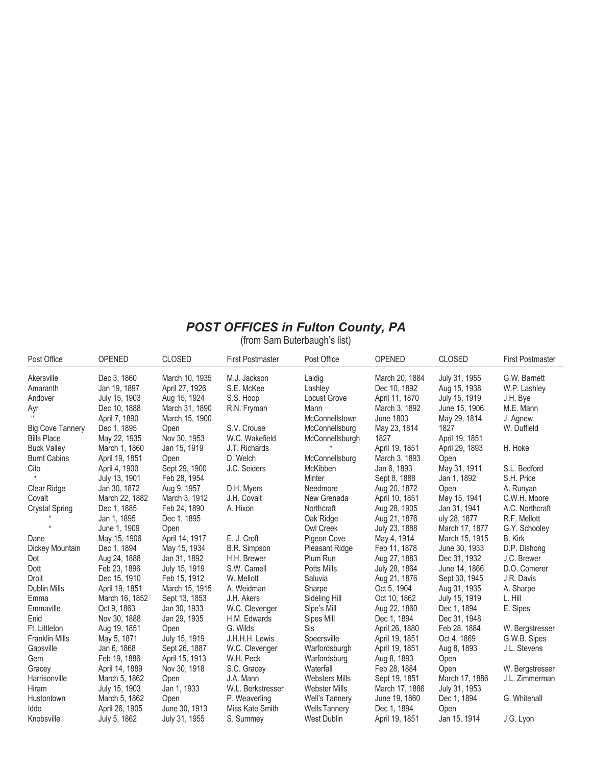# *POST OFFICES in Fulton County, PA*

(from Sam Buterbaugh's list)

| Post Office | OPENED | CLOSED | First Postmaster |
|---|---|---|---|
| Akersville | Dec 3, 1860 | March 10, 1935 | M.J. Jackson |
| Amaranth | Jan 19, 1897 | April 27, 1926 | S.E. McKee |
| Andover | July 15, 1903 | Aug 15, 1924 | S.S. Hoop |
| Ayr | Dec 10, 1888 | March 31, 1890 | R.N. Fryman |
| " | April 7, 1890 | March 15, 1900 | |
| Big Cove Tannery | Dec 1, 1895 | Open | S.V. Crouse |
| Bills Place | May 22, 1935 | Nov 30, 1953 | W.C. Wakefield |
| Buck Valley | March 1, 1860 | Jan 15, 1919 | J.T. Richards |
| Burnt Cabins | April 19, 1851 | Open | D. Welch |
| Cito | April 4, 1900 | Sept 29, 1900 | J.C. Seiders |
| " | July 13, 1901 | Feb 28, 1954 | |
| Clear Ridge | Jan 30, 1872 | Aug 9, 1957 | D.H. Myers |
| Covalt | March 22, 1882 | March 3, 1912 | J.H. Covalt |
| Crystal Spring | Dec 1, 1885 | Feb 24, 1890 | A. Hixon |
| " | Jan 1, 1895 | Dec 1, 1895 | |
| " | June 1, 1909 | Open | |
| Dane | May 15, 1906 | April 14, 1917 | E. J. Croft |
| Dickey Mountain | Dec 1, 1894 | May 15, 1934 | B.R. Simpson |
| Dot | Aug 24, 1888 | Jan 31, 1892 | H.H. Brewer |
| Dott | Feb 23, 1896 | July 15, 1919 | S.W. Camell |
| Droit | Dec 15, 1910 | Feb 15, 1912 | W. Mellott |
| Dublin Mills | April 19, 1851 | March 15, 1915 | A. Weidman |
| Emma | March 16, 1852 | Sept 13, 1853 | J.H. Akers |
| Emmaville | Oct 9, 1863 | Jan 30, 1933 | W.C. Clevenger |
| Enid | Nov 30, 1888 | Jan 29, 1935 | H.M. Edwards |
| Ft. Littleton | Aug 19, 1851 | Open | G. Wilds |
| Franklin Mills | May 5, 1871 | July 15, 1919 | J.H.H.H. Lewis |
| Gapsville | Jan 6, 1868 | Sept 26, 1887 | W.C. Clevenger |
| Gem | Feb 19, 1886 | April 15, 1913 | W.H. Peck |
| Gracey | April 14, 1889 | Nov 30, 1918 | S.C. Gracey |
| Harrisonville | March 5, 1862 | Open | J.A. Mann |
| Hiram | July 15, 1903 | Jan 1, 1933 | W.L. Berkstresser |
| Hustontown | March 5, 1862 | Open | P. Weaverling |
| Iddo | April 26, 1905 | June 30, 1913 | Miss Kate Smith |
| Knobsville | July 5, 1862 | July 31, 1955 | S. Summey |
| Laidig | March 20, 1884 | July 31, 1955 | G.W. Barnett |
| Lashley | Dec 10, 1892 | Aug 15, 1938 | W.P. Lashley |
| Locust Grove | April 11, 1870 | July 15, 1919 | J.H. Bye |
| Mann | March 3, 1892 | June 15, 1906 | M.E. Mann |
| McConnellstown | June 1803 | May 29, 1814 | J. Agnew |
| McConnellsburg | May 23, 1814 | 1827 | W. Duffield |
| McConnellsburgh | 1827 | April 19, 1851 | |
| " | April 19, 1851 | April 29, 1893 | H. Hoke |
| McConnellsburg | March 3, 1893 | Open | |
| McKibben | Jan 6, 1893 | May 31, 1911 | S.L. Bedford |
| Minter | Sept 8, 1888 | Jan 1, 1892 | S.H. Price |
| Needmore | Aug 20, 1872 | Open | A. Runyan |
| New Grenada | April 10, 1851 | May 15, 1941 | C.W.H. Moore |
| Northcraft | Aug 28, 1905 | Jan 31, 1941 | A.C. Northcraft |
| Oak Ridge | Aug 21, 1876 | uly 28, 1877 | R.F. Mellott |
| Owl Creek | July 23, 1888 | March 17, 1877 | G.Y. Schooley |
| Pigeon Cove | May 4, 1914 | March 15, 1915 | B. Kirk |
| Pleasant Ridge | Feb 11, 1878 | June 30, 1933 | D.P. Dishong |
| Plum Run | Aug 27, 1883 | Dec 31, 1932 | J.C. Brewer |
| Potts Mills | July 28, 1864 | June 14, 1866 | D.O. Comerer |
| Saluvia | Aug 21, 1876 | Sept 30, 1945 | J.R. Davis |
| Sharpe | Oct 5, 1904 | Aug 31, 1935 | A. Sharpe |
| Sideling Hill | Oct 10, 1862 | July 15, 1919 | L. Hill |
| Sipe's Mill | Aug 22, 1860 | Dec 1, 1894 | E. Sipes |
| Sipes Mill | Dec 1, 1894 | Dec 31, 1948 | |
| Sis | April 26, 1880 | Feb 28, 1884 | W. Bergstresser |
| Speersville | April 19, 1851 | Oct 4, 1869 | G.W.B. Sipes |
| Warfordsburgh | April 19, 1851 | Aug 8, 1893 | J.L. Stevens |
| Warfordsburg | Aug 8, 1893 | Open | |
| Waterfall | Feb 28, 1884 | Open | W. Bergstresser |
| Websters Mills | Sept 19, 1851 | March 17, 1886 | J.L. Zimmerman |
| Webster Mills | March 17, 1886 | July 31, 1953 | |
| Well's Tannery | June 19, 1860 | Dec 1, 1894 | G. Whitehall |
| Wells Tannery | Dec 1, 1894 | Open | |
| West Dublin | April 19, 1851 | Jan 15, 1914 | J.G. Lyon |